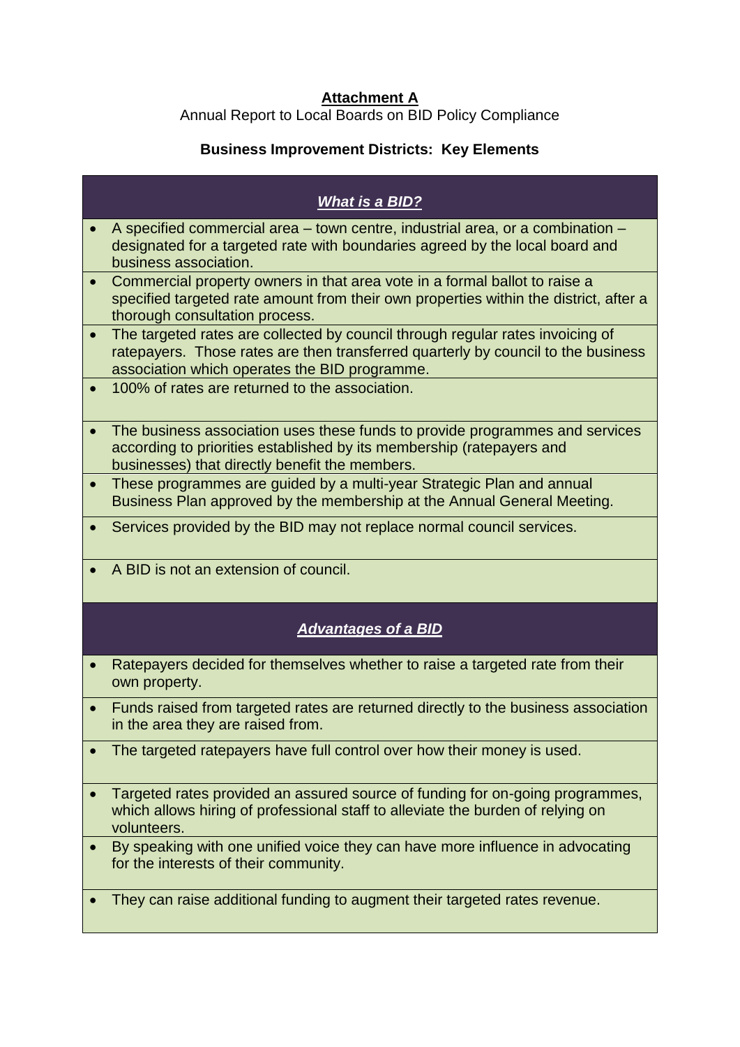**Attachment A**

Annual Report to Local Boards on BID Policy Compliance

**Business Improvement Districts: Key Elements**

### ***What is a BID?***

- A specified commercial area – town centre, industrial area, or a combination – designated for a targeted rate with boundaries agreed by the local board and business association.
- Commercial property owners in that area vote in a formal ballot to raise a specified targeted rate amount from their own properties within the district, after a thorough consultation process.
- The targeted rates are collected by council through regular rates invoicing of ratepayers. Those rates are then transferred quarterly by council to the business association which operates the BID programme.
- 100% of rates are returned to the association.
- The business association uses these funds to provide programmes and services according to priorities established by its membership (ratepayers and businesses) that directly benefit the members.
- These programmes are guided by a multi-year Strategic Plan and annual Business Plan approved by the membership at the Annual General Meeting.
- Services provided by the BID may not replace normal council services.
- A BID is not an extension of council.

### ***Advantages of a BID***

- Ratepayers decided for themselves whether to raise a targeted rate from their own property.
- Funds raised from targeted rates are returned directly to the business association in the area they are raised from.
- The targeted ratepayers have full control over how their money is used.
- Targeted rates provided an assured source of funding for on-going programmes, which allows hiring of professional staff to alleviate the burden of relying on volunteers.
- By speaking with one unified voice they can have more influence in advocating for the interests of their community.
- They can raise additional funding to augment their targeted rates revenue.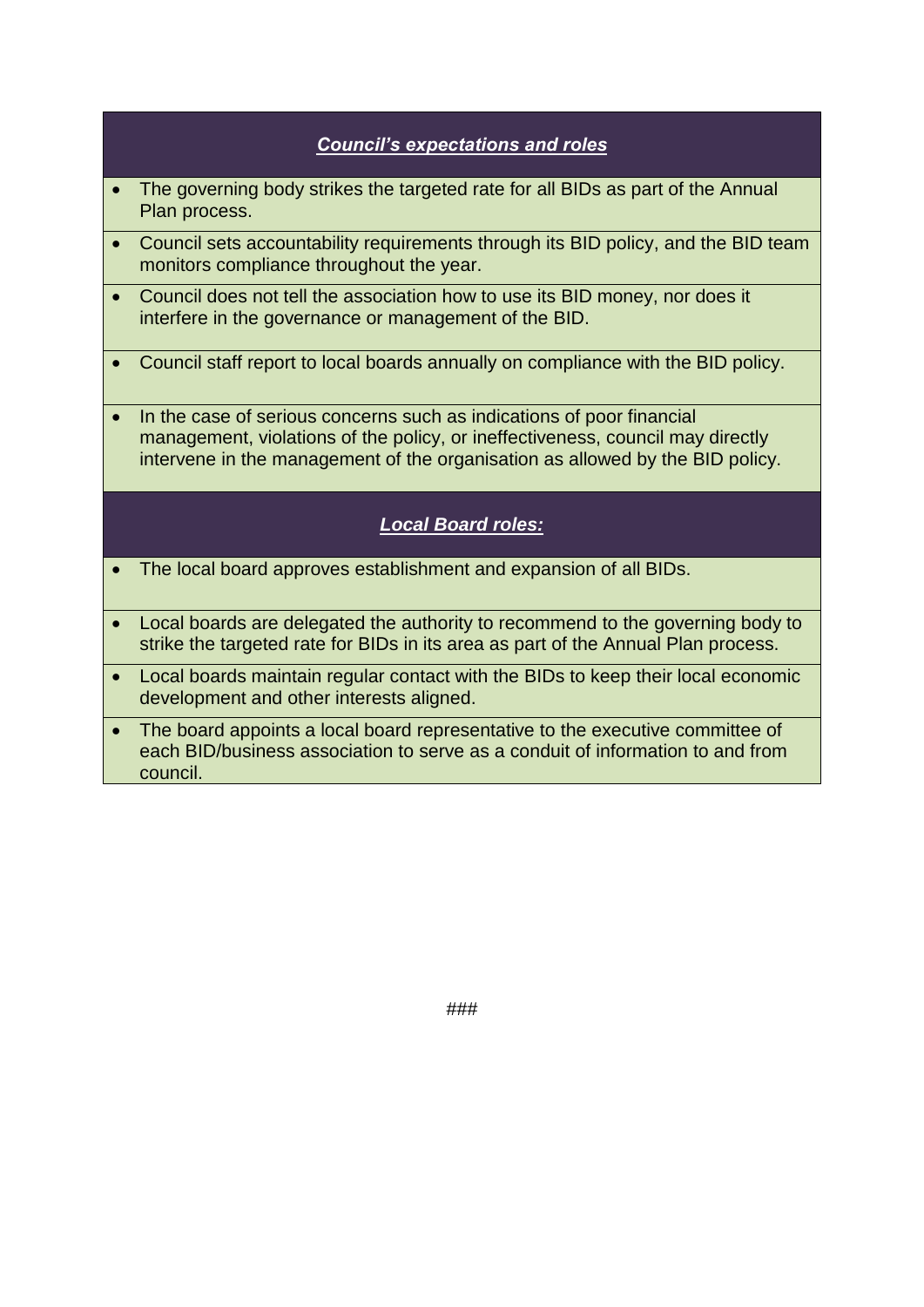***Council's expectations and roles***

- The governing body strikes the targeted rate for all BIDs as part of the Annual Plan process.
- Council sets accountability requirements through its BID policy, and the BID team monitors compliance throughout the year.
- Council does not tell the association how to use its BID money, nor does it interfere in the governance or management of the BID.
- Council staff report to local boards annually on compliance with the BID policy.
- In the case of serious concerns such as indications of poor financial management, violations of the policy, or ineffectiveness, council may directly intervene in the management of the organisation as allowed by the BID policy.

***Local Board roles:***

- The local board approves establishment and expansion of all BIDs.
- Local boards are delegated the authority to recommend to the governing body to strike the targeted rate for BIDs in its area as part of the Annual Plan process.
- Local boards maintain regular contact with the BIDs to keep their local economic development and other interests aligned.
- The board appoints a local board representative to the executive committee of each BID/business association to serve as a conduit of information to and from council.

###